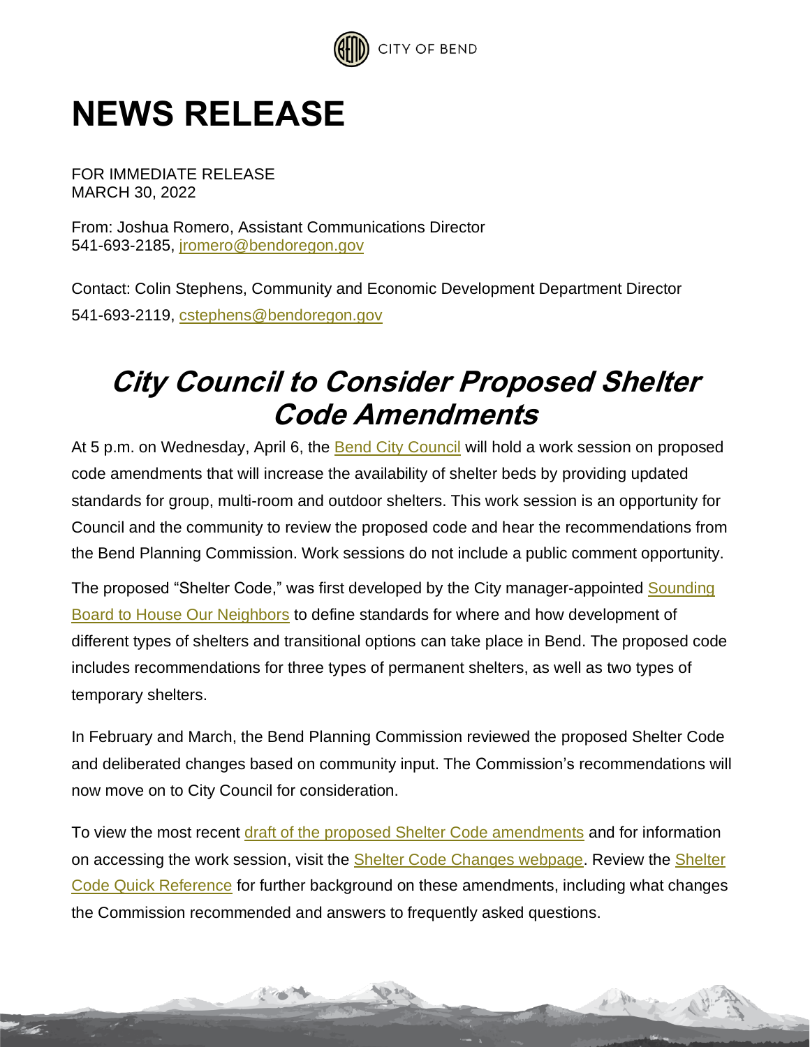CITY OF BEND

# NEWS RELEASE

FOR IMMEDIATE RELEASE
MARCH 30, 2022

From: Joshua Romero, Assistant Communications Director
541-693-2185, jromero@bendoregon.gov

Contact: Colin Stephens, Community and Economic Development Department Director
541-693-2119, cstephens@bendoregon.gov

## *City Council to Consider Proposed Shelter Code Amendments*

At 5 p.m. on Wednesday, April 6, the Bend City Council will hold a work session on proposed code amendments that will increase the availability of shelter beds by providing updated standards for group, multi-room and outdoor shelters. This work session is an opportunity for Council and the community to review the proposed code and hear the recommendations from the Bend Planning Commission. Work sessions do not include a public comment opportunity.

The proposed "Shelter Code," was first developed by the City manager-appointed Sounding Board to House Our Neighbors to define standards for where and how development of different types of shelters and transitional options can take place in Bend. The proposed code includes recommendations for three types of permanent shelters, as well as two types of temporary shelters.

In February and March, the Bend Planning Commission reviewed the proposed Shelter Code and deliberated changes based on community input. The Commission's recommendations will now move on to City Council for consideration.

To view the most recent draft of the proposed Shelter Code amendments and for information on accessing the work session, visit the Shelter Code Changes webpage. Review the Shelter Code Quick Reference for further background on these amendments, including what changes the Commission recommended and answers to frequently asked questions.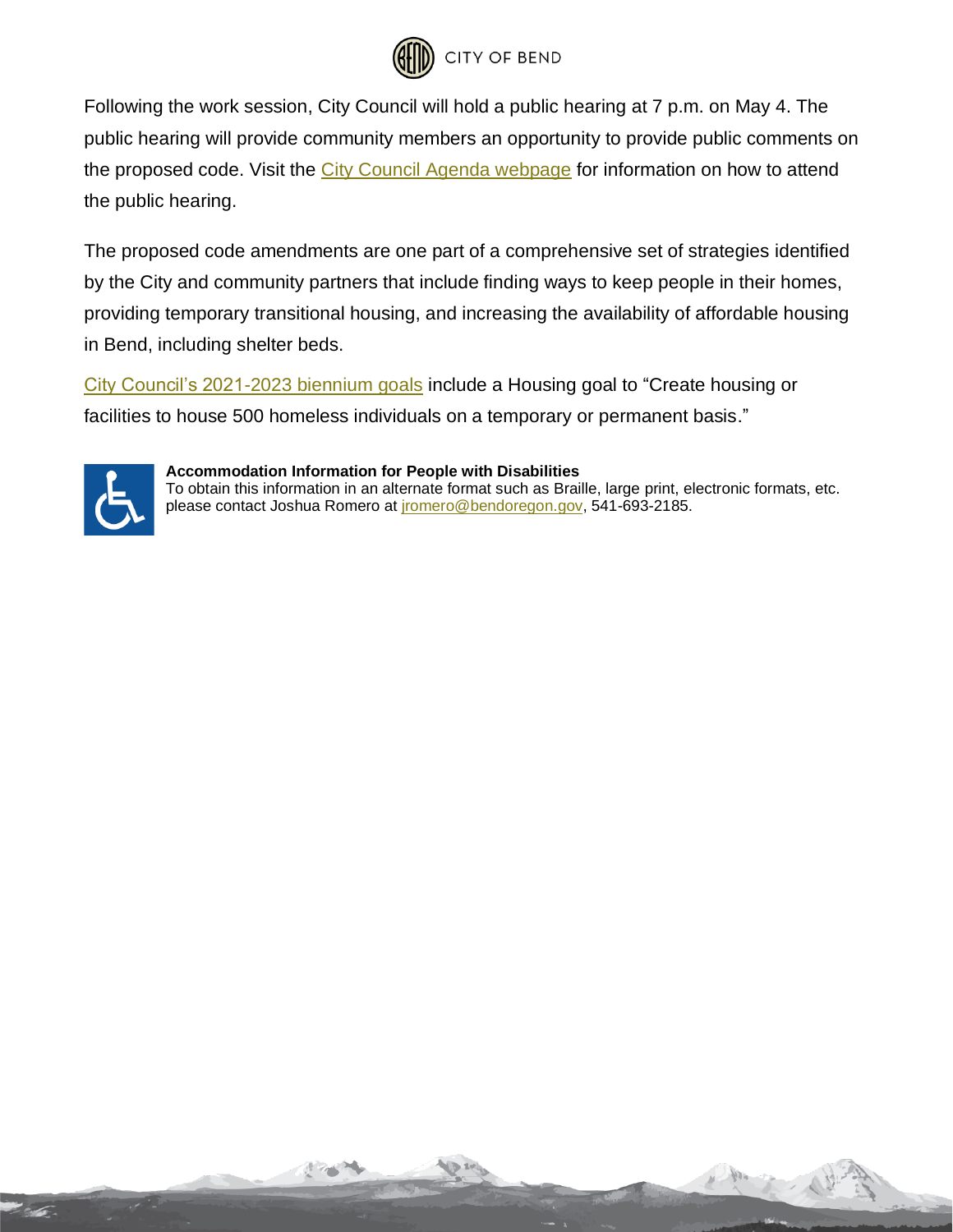Following the work session, City Council will hold a public hearing at 7 p.m. on May 4. The public hearing will provide community members an opportunity to provide public comments on the proposed code. Visit the City Council Agenda webpage for information on how to attend the public hearing.

The proposed code amendments are one part of a comprehensive set of strategies identified by the City and community partners that include finding ways to keep people in their homes, providing temporary transitional housing, and increasing the availability of affordable housing in Bend, including shelter beds.

City Council's 2021-2023 biennium goals include a Housing goal to "Create housing or facilities to house 500 homeless individuals on a temporary or permanent basis."

**Accommodation Information for People with Disabilities**
To obtain this information in an alternate format such as Braille, large print, electronic formats, etc. please contact Joshua Romero at jromero@bendoregon.gov, 541-693-2185.